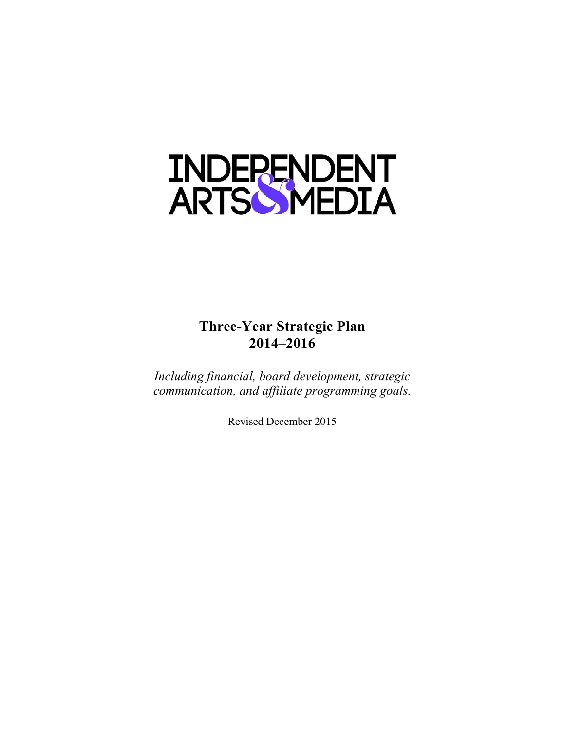# INDEPENDENT ARTS & MEDIA

## Three-Year Strategic Plan 2014–2016

*Including financial, board development, strategic communication, and affiliate programming goals.*

Revised December 2015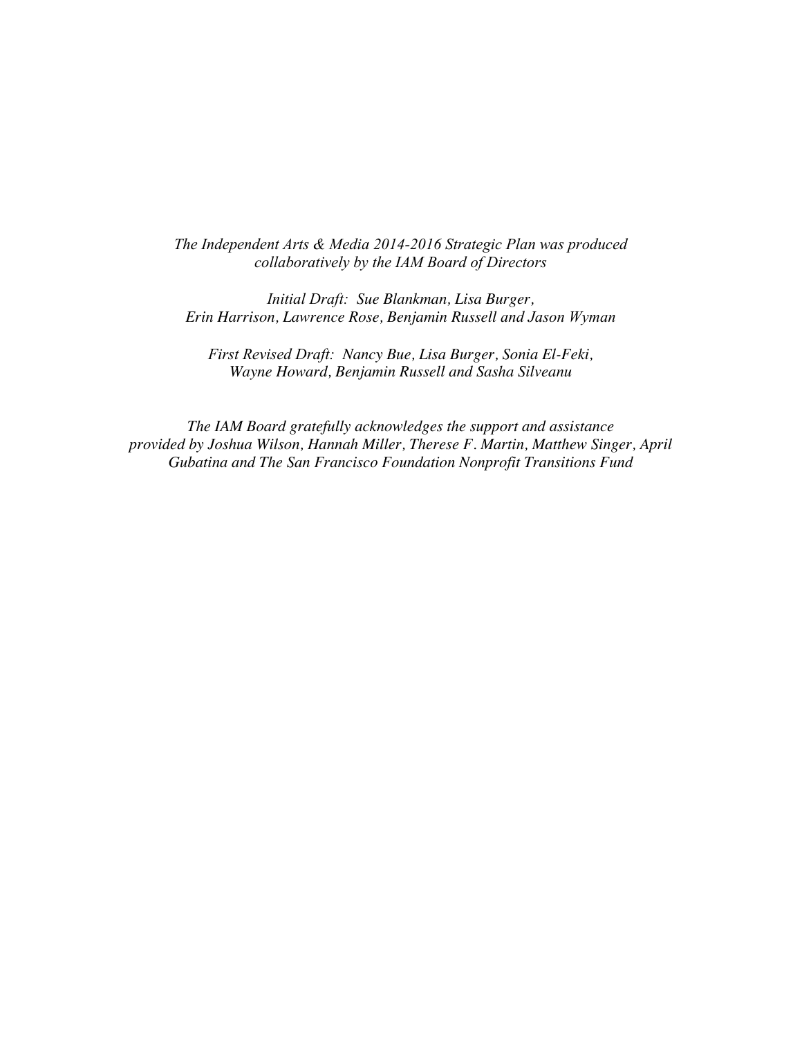*The Independent Arts & Media 2014-2016 Strategic Plan was produced collaboratively by the IAM Board of Directors*

*Initial Draft: Sue Blankman, Lisa Burger, Erin Harrison, Lawrence Rose, Benjamin Russell and Jason Wyman*

*First Revised Draft: Nancy Bue, Lisa Burger, Sonia El-Feki, Wayne Howard, Benjamin Russell and Sasha Silveanu*

*The IAM Board gratefully acknowledges the support and assistance provided by Joshua Wilson, Hannah Miller, Therese F. Martin, Matthew Singer, April Gubatina and The San Francisco Foundation Nonprofit Transitions Fund*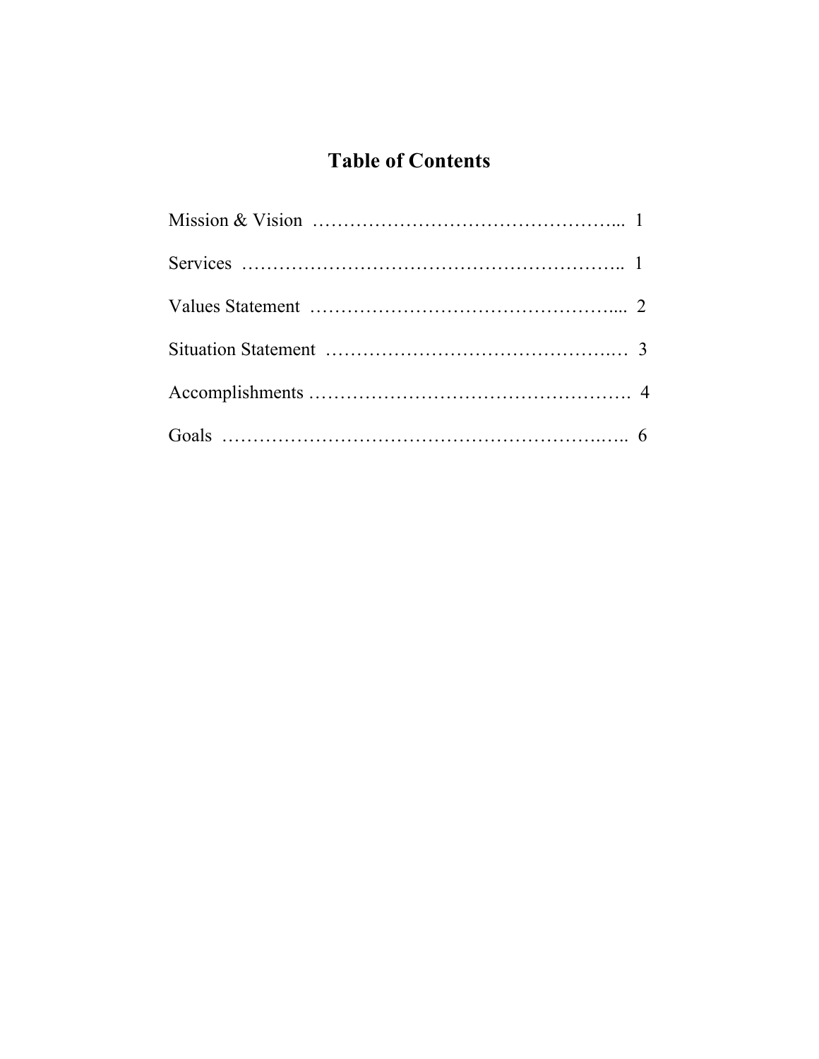# Table of Contents

Mission & Vision …………………………………………... 1

Services …………………………………………………….. 1

Values Statement ………………………………………….... 2

Situation Statement ……………………………………….… 3

Accomplishments ……………………………………………. 4

Goals ………………………………………………….…….. 6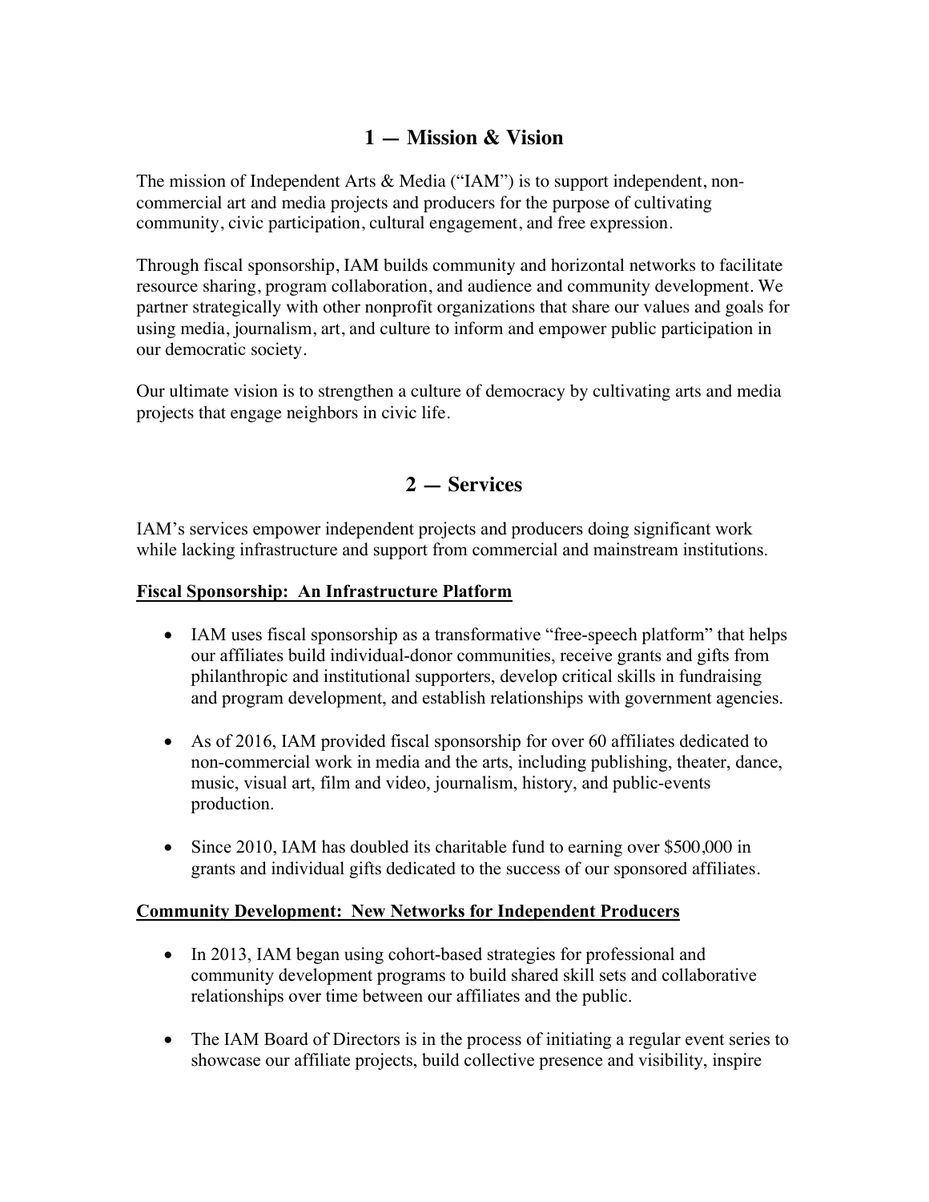## 1 — Mission & Vision

The mission of Independent Arts & Media ("IAM") is to support independent, non-commercial art and media projects and producers for the purpose of cultivating community, civic participation, cultural engagement, and free expression.

Through fiscal sponsorship, IAM builds community and horizontal networks to facilitate resource sharing, program collaboration, and audience and community development. We partner strategically with other nonprofit organizations that share our values and goals for using media, journalism, art, and culture to inform and empower public participation in our democratic society.

Our ultimate vision is to strengthen a culture of democracy by cultivating arts and media projects that engage neighbors in civic life.

## 2 — Services

IAM's services empower independent projects and producers doing significant work while lacking infrastructure and support from commercial and mainstream institutions.

**Fiscal Sponsorship: An Infrastructure Platform**

- IAM uses fiscal sponsorship as a transformative "free-speech platform" that helps our affiliates build individual-donor communities, receive grants and gifts from philanthropic and institutional supporters, develop critical skills in fundraising and program development, and establish relationships with government agencies.
- As of 2016, IAM provided fiscal sponsorship for over 60 affiliates dedicated to non-commercial work in media and the arts, including publishing, theater, dance, music, visual art, film and video, journalism, history, and public-events production.
- Since 2010, IAM has doubled its charitable fund to earning over $500,000 in grants and individual gifts dedicated to the success of our sponsored affiliates.

**Community Development: New Networks for Independent Producers**

- In 2013, IAM began using cohort-based strategies for professional and community development programs to build shared skill sets and collaborative relationships over time between our affiliates and the public.
- The IAM Board of Directors is in the process of initiating a regular event series to showcase our affiliate projects, build collective presence and visibility, inspire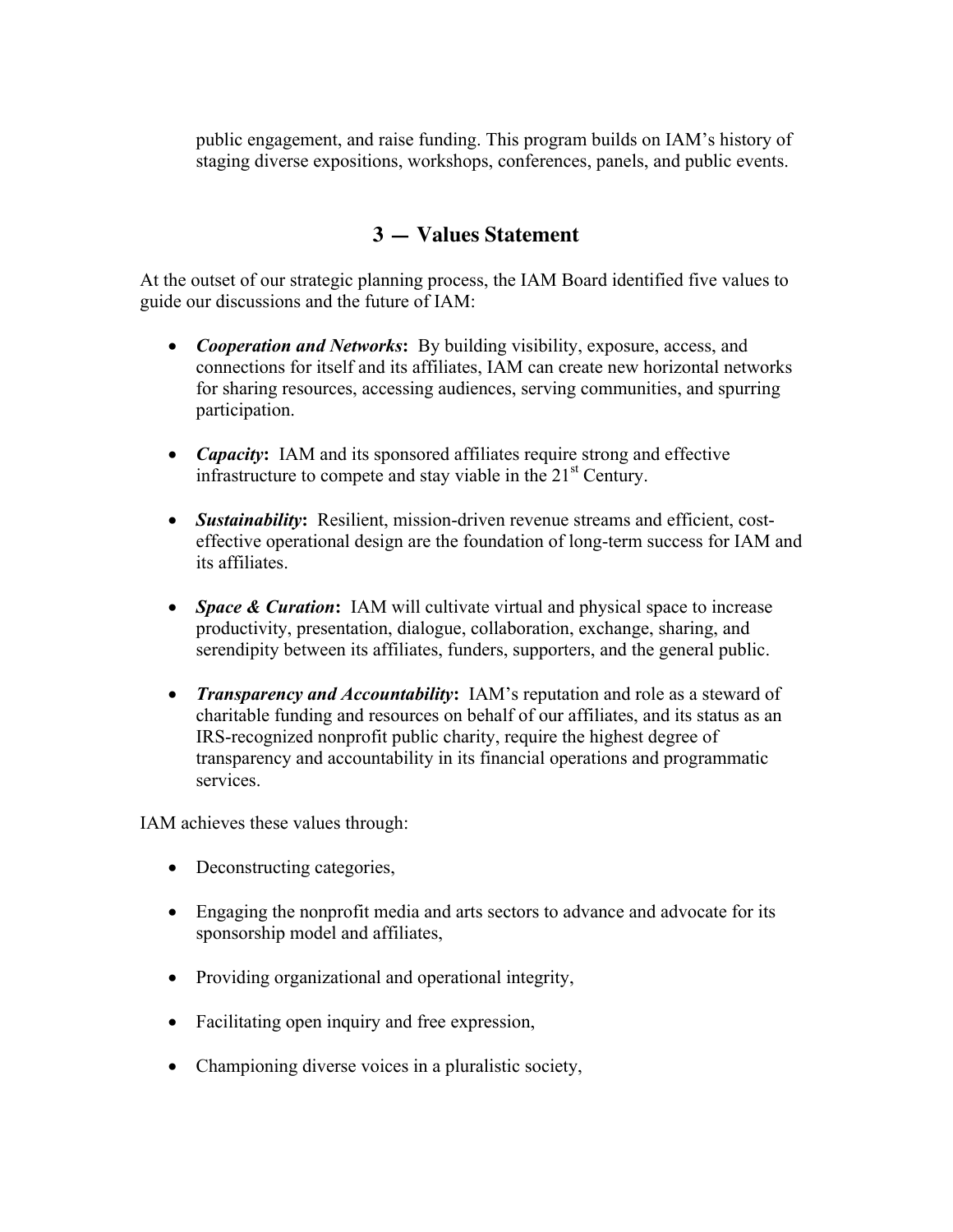public engagement, and raise funding. This program builds on IAM's history of staging diverse expositions, workshops, conferences, panels, and public events.

## 3 — Values Statement

At the outset of our strategic planning process, the IAM Board identified five values to guide our discussions and the future of IAM:

- ***Cooperation and Networks*:** By building visibility, exposure, access, and connections for itself and its affiliates, IAM can create new horizontal networks for sharing resources, accessing audiences, serving communities, and spurring participation.

- ***Capacity*:** IAM and its sponsored affiliates require strong and effective infrastructure to compete and stay viable in the 21st Century.

- ***Sustainability*:** Resilient, mission-driven revenue streams and efficient, cost-effective operational design are the foundation of long-term success for IAM and its affiliates.

- ***Space & Curation*:** IAM will cultivate virtual and physical space to increase productivity, presentation, dialogue, collaboration, exchange, sharing, and serendipity between its affiliates, funders, supporters, and the general public.

- ***Transparency and Accountability*:** IAM's reputation and role as a steward of charitable funding and resources on behalf of our affiliates, and its status as an IRS-recognized nonprofit public charity, require the highest degree of transparency and accountability in its financial operations and programmatic services.

IAM achieves these values through:

- Deconstructing categories,

- Engaging the nonprofit media and arts sectors to advance and advocate for its sponsorship model and affiliates,

- Providing organizational and operational integrity,

- Facilitating open inquiry and free expression,

- Championing diverse voices in a pluralistic society,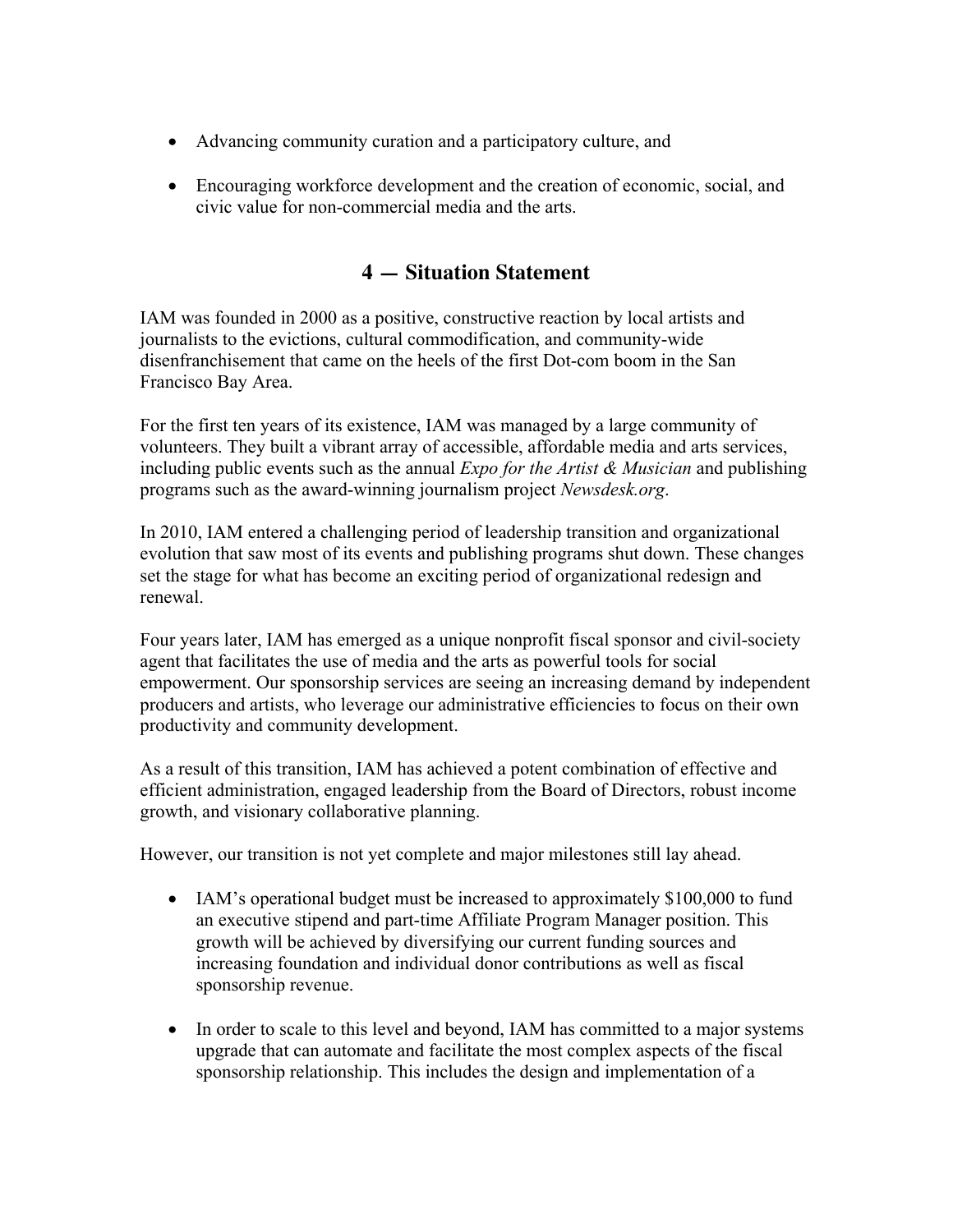- Advancing community curation and a participatory culture, and
- Encouraging workforce development and the creation of economic, social, and civic value for non-commercial media and the arts.

## 4 — Situation Statement

IAM was founded in 2000 as a positive, constructive reaction by local artists and journalists to the evictions, cultural commodification, and community-wide disenfranchisement that came on the heels of the first Dot-com boom in the San Francisco Bay Area.

For the first ten years of its existence, IAM was managed by a large community of volunteers. They built a vibrant array of accessible, affordable media and arts services, including public events such as the annual *Expo for the Artist & Musician* and publishing programs such as the award-winning journalism project *Newsdesk.org*.

In 2010, IAM entered a challenging period of leadership transition and organizational evolution that saw most of its events and publishing programs shut down. These changes set the stage for what has become an exciting period of organizational redesign and renewal.

Four years later, IAM has emerged as a unique nonprofit fiscal sponsor and civil-society agent that facilitates the use of media and the arts as powerful tools for social empowerment. Our sponsorship services are seeing an increasing demand by independent producers and artists, who leverage our administrative efficiencies to focus on their own productivity and community development.

As a result of this transition, IAM has achieved a potent combination of effective and efficient administration, engaged leadership from the Board of Directors, robust income growth, and visionary collaborative planning.

However, our transition is not yet complete and major milestones still lay ahead.

- IAM's operational budget must be increased to approximately $100,000 to fund an executive stipend and part-time Affiliate Program Manager position. This growth will be achieved by diversifying our current funding sources and increasing foundation and individual donor contributions as well as fiscal sponsorship revenue.
- In order to scale to this level and beyond, IAM has committed to a major systems upgrade that can automate and facilitate the most complex aspects of the fiscal sponsorship relationship. This includes the design and implementation of a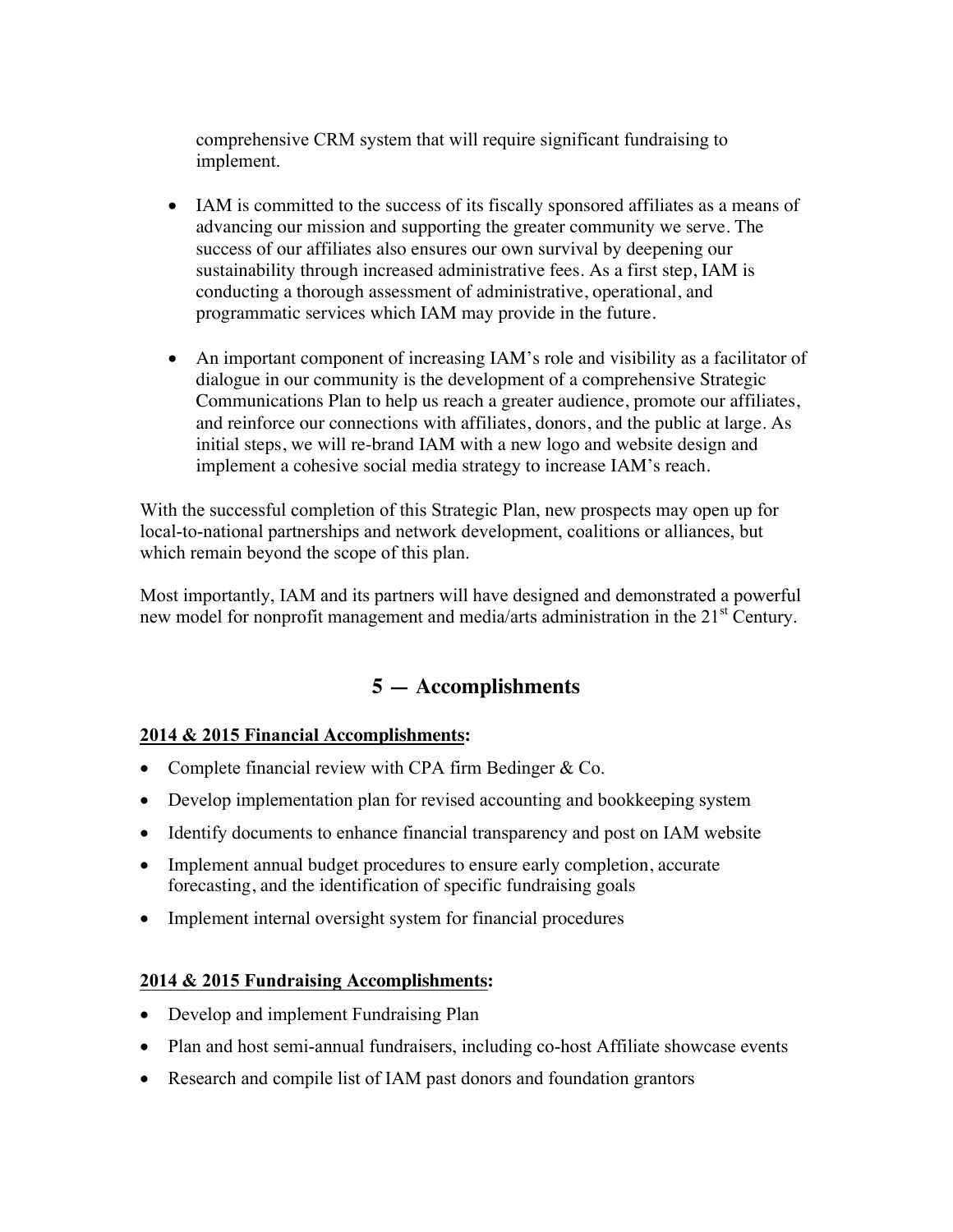comprehensive CRM system that will require significant fundraising to implement.

- IAM is committed to the success of its fiscally sponsored affiliates as a means of advancing our mission and supporting the greater community we serve. The success of our affiliates also ensures our own survival by deepening our sustainability through increased administrative fees. As a first step, IAM is conducting a thorough assessment of administrative, operational, and programmatic services which IAM may provide in the future.

- An important component of increasing IAM's role and visibility as a facilitator of dialogue in our community is the development of a comprehensive Strategic Communications Plan to help us reach a greater audience, promote our affiliates, and reinforce our connections with affiliates, donors, and the public at large. As initial steps, we will re-brand IAM with a new logo and website design and implement a cohesive social media strategy to increase IAM's reach.

With the successful completion of this Strategic Plan, new prospects may open up for local-to-national partnerships and network development, coalitions or alliances, but which remain beyond the scope of this plan.

Most importantly, IAM and its partners will have designed and demonstrated a powerful new model for nonprofit management and media/arts administration in the 21st Century.

## 5 — Accomplishments

**2014 & 2015 Financial Accomplishments:**

- Complete financial review with CPA firm Bedinger & Co.
- Develop implementation plan for revised accounting and bookkeeping system
- Identify documents to enhance financial transparency and post on IAM website
- Implement annual budget procedures to ensure early completion, accurate forecasting, and the identification of specific fundraising goals
- Implement internal oversight system for financial procedures

**2014 & 2015 Fundraising Accomplishments:**

- Develop and implement Fundraising Plan
- Plan and host semi-annual fundraisers, including co-host Affiliate showcase events
- Research and compile list of IAM past donors and foundation grantors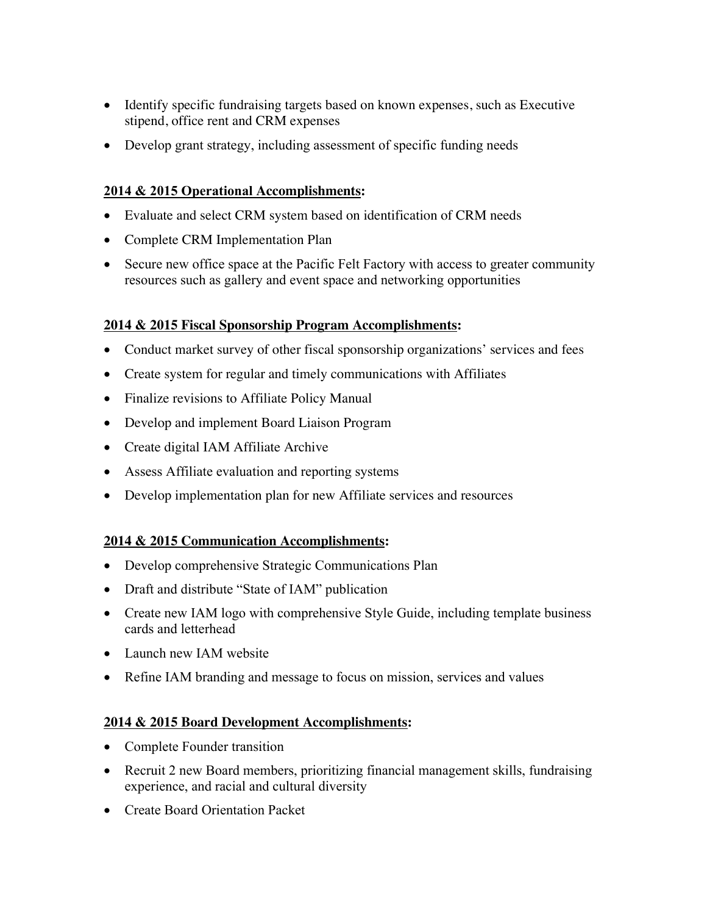- Identify specific fundraising targets based on known expenses, such as Executive stipend, office rent and CRM expenses
- Develop grant strategy, including assessment of specific funding needs

**<u>2014 & 2015 Operational Accomplishments</u>:**

- Evaluate and select CRM system based on identification of CRM needs
- Complete CRM Implementation Plan
- Secure new office space at the Pacific Felt Factory with access to greater community resources such as gallery and event space and networking opportunities

**<u>2014 & 2015 Fiscal Sponsorship Program Accomplishments</u>:**

- Conduct market survey of other fiscal sponsorship organizations' services and fees
- Create system for regular and timely communications with Affiliates
- Finalize revisions to Affiliate Policy Manual
- Develop and implement Board Liaison Program
- Create digital IAM Affiliate Archive
- Assess Affiliate evaluation and reporting systems
- Develop implementation plan for new Affiliate services and resources

**<u>2014 & 2015 Communication Accomplishments</u>:**

- Develop comprehensive Strategic Communications Plan
- Draft and distribute "State of IAM" publication
- Create new IAM logo with comprehensive Style Guide, including template business cards and letterhead
- Launch new IAM website
- Refine IAM branding and message to focus on mission, services and values

**<u>2014 & 2015 Board Development Accomplishments</u>:**

- Complete Founder transition
- Recruit 2 new Board members, prioritizing financial management skills, fundraising experience, and racial and cultural diversity
- Create Board Orientation Packet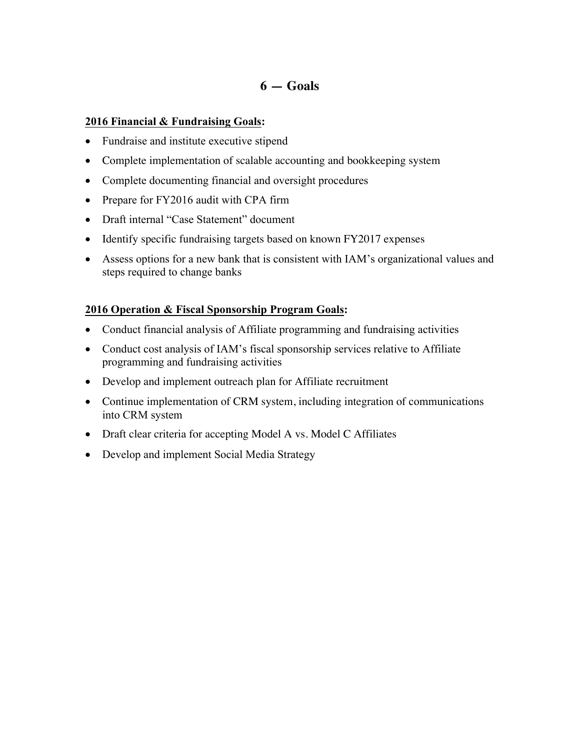# 6 — Goals

**2016 Financial & Fundraising Goals:**

- Fundraise and institute executive stipend
- Complete implementation of scalable accounting and bookkeeping system
- Complete documenting financial and oversight procedures
- Prepare for FY2016 audit with CPA firm
- Draft internal "Case Statement" document
- Identify specific fundraising targets based on known FY2017 expenses
- Assess options for a new bank that is consistent with IAM's organizational values and steps required to change banks

**2016 Operation & Fiscal Sponsorship Program Goals:**

- Conduct financial analysis of Affiliate programming and fundraising activities
- Conduct cost analysis of IAM's fiscal sponsorship services relative to Affiliate programming and fundraising activities
- Develop and implement outreach plan for Affiliate recruitment
- Continue implementation of CRM system, including integration of communications into CRM system
- Draft clear criteria for accepting Model A vs. Model C Affiliates
- Develop and implement Social Media Strategy